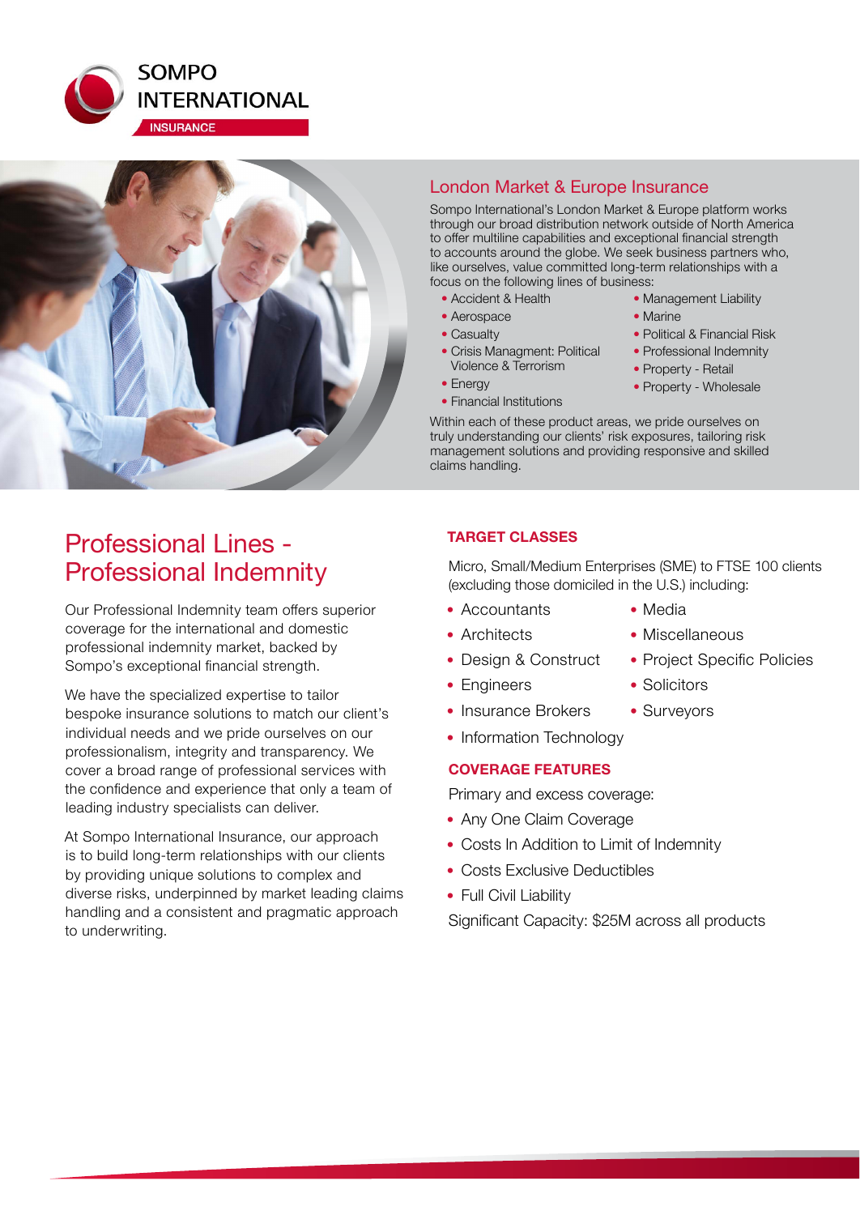SOMPO INTERNATIONAL

INSURANCE

## London Market & Europe Insurance

Sompo International's London Market & Europe platform works through our broad distribution network outside of North America to offer multiline capabilities and exceptional financial strength to accounts around the globe. We seek business partners who, like ourselves, value committed long-term relationships with a focus on the following lines of business:

- Accident & Health
- Aerospace
- Casualty
- Crisis Managment: Political Violence & Terrorism
- Energy
- Financial Institutions
- Management Liability
- Marine
- Political & Financial Risk
- Professional Indemnity
- Property - Retail
- Property - Wholesale

Within each of these product areas, we pride ourselves on truly understanding our clients' risk exposures, tailoring risk management solutions and providing responsive and skilled claims handling.

# Professional Lines - Professional Indemnity

Our Professional Indemnity team offers superior coverage for the international and domestic professional indemnity market, backed by Sompo's exceptional financial strength.

We have the specialized expertise to tailor bespoke insurance solutions to match our client's individual needs and we pride ourselves on our professionalism, integrity and transparency. We cover a broad range of professional services with the confidence and experience that only a team of leading industry specialists can deliver.

At Sompo International Insurance, our approach is to build long-term relationships with our clients by providing unique solutions to complex and diverse risks, underpinned by market leading claims handling and a consistent and pragmatic approach to underwriting.

### TARGET CLASSES

Micro, Small/Medium Enterprises (SME) to FTSE 100 clients (excluding those domiciled in the U.S.) including:

- Accountants
- Architects
- Design & Construct
- Engineers
- Insurance Brokers
- Information Technology
- Media
- Miscellaneous
- Project Specific Policies
- Solicitors
- Surveyors

### COVERAGE FEATURES

Primary and excess coverage:

- Any One Claim Coverage
- Costs In Addition to Limit of Indemnity
- Costs Exclusive Deductibles
- Full Civil Liability

Significant Capacity: $25M across all products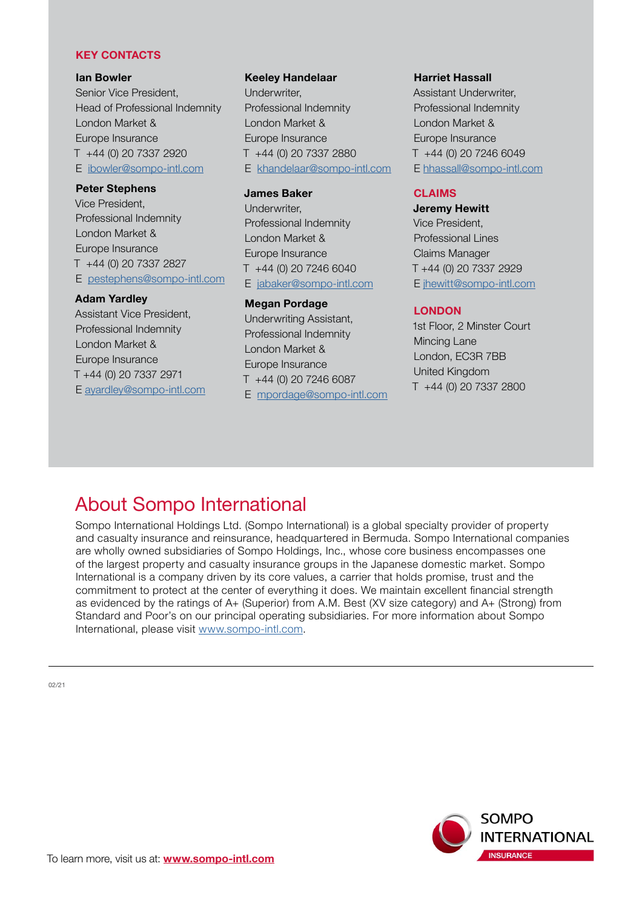## KEY CONTACTS

**Ian Bowler**
Senior Vice President,
Head of Professional Indemnity
London Market &
Europe Insurance
T +44 (0) 20 7337 2920
E ibowler@sompo-intl.com

**Peter Stephens**
Vice President,
Professional Indemnity
London Market &
Europe Insurance
T +44 (0) 20 7337 2827
E pestephens@sompo-intl.com

**Adam Yardley**
Assistant Vice President,
Professional Indemnity
London Market &
Europe Insurance
T +44 (0) 20 7337 2971
E ayardley@sompo-intl.com

**Keeley Handelaar**
Underwriter,
Professional Indemnity
London Market &
Europe Insurance
T +44 (0) 20 7337 2880
E khandelaar@sompo-intl.com

**James Baker**
Underwriter,
Professional Indemnity
London Market &
Europe Insurance
T +44 (0) 20 7246 6040
E jabaker@sompo-intl.com

**Megan Pordage**
Underwriting Assistant,
Professional Indemnity
London Market &
Europe Insurance
T +44 (0) 20 7246 6087
E mpordage@sompo-intl.com

**Harriet Hassall**
Assistant Underwriter,
Professional Indemnity
London Market &
Europe Insurance
T +44 (0) 20 7246 6049
E hhassall@sompo-intl.com

### CLAIMS

**Jeremy Hewitt**
Vice President,
Professional Lines
Claims Manager
T +44 (0) 20 7337 2929
E jhewitt@sompo-intl.com

### LONDON

1st Floor, 2 Minster Court
Mincing Lane
London, EC3R 7BB
United Kingdom
T +44 (0) 20 7337 2800

# About Sompo International

Sompo International Holdings Ltd. (Sompo International) is a global specialty provider of property and casualty insurance and reinsurance, headquartered in Bermuda. Sompo International companies are wholly owned subsidiaries of Sompo Holdings, Inc., whose core business encompasses one of the largest property and casualty insurance groups in the Japanese domestic market. Sompo International is a company driven by its core values, a carrier that holds promise, trust and the commitment to protect at the center of everything it does. We maintain excellent financial strength as evidenced by the ratings of A+ (Superior) from A.M. Best (XV size category) and A+ (Strong) from Standard and Poor's on our principal operating subsidiaries. For more information about Sompo International, please visit www.sompo-intl.com.

02/21

To learn more, visit us at: **www.sompo-intl.com**

SOMPO INTERNATIONAL
INSURANCE